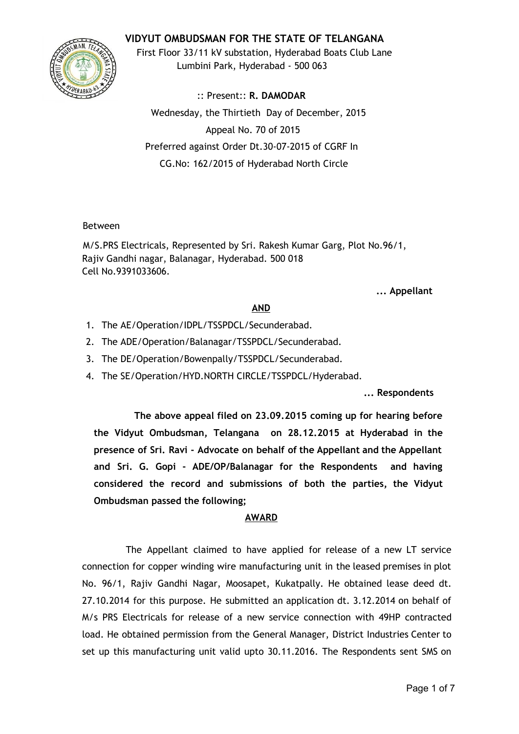# VIDYUT OMBUDSMAN FOR THE STATE OF TELANGANA

First Floor 33/11 kV substation, Hyderabad Boats Club Lane
Lumbini Park, Hyderabad - 500 063

:: Present:: **R. DAMODAR**

Wednesday, the Thirtieth Day of December, 2015

Appeal No. 70 of 2015

Preferred against Order Dt.30-07-2015 of CGRF In
CG.No: 162/2015 of Hyderabad North Circle

Between

M/S.PRS Electricals, Represented by Sri. Rakesh Kumar Garg, Plot No.96/1, Rajiv Gandhi nagar, Balanagar, Hyderabad. 500 018
Cell No.9391033606.

**... Appellant**

**AND**

1. The AE/Operation/IDPL/TSSPDCL/Secunderabad.
2. The ADE/Operation/Balanagar/TSSPDCL/Secunderabad.
3. The DE/Operation/Bowenpally/TSSPDCL/Secunderabad.
4. The SE/Operation/HYD.NORTH CIRCLE/TSSPDCL/Hyderabad.

**... Respondents**

**The above appeal filed on 23.09.2015 coming up for hearing before the Vidyut Ombudsman, Telangana on 28.12.2015 at Hyderabad in the presence of Sri. Ravi - Advocate on behalf of the Appellant and the Appellant and Sri. G. Gopi - ADE/OP/Balanagar for the Respondents and having considered the record and submissions of both the parties, the Vidyut Ombudsman passed the following;**

**AWARD**

The Appellant claimed to have applied for release of a new LT service connection for copper winding wire manufacturing unit in the leased premises in plot No. 96/1, Rajiv Gandhi Nagar, Moosapet, Kukatpally. He obtained lease deed dt. 27.10.2014 for this purpose. He submitted an application dt. 3.12.2014 on behalf of M/s PRS Electricals for release of a new service connection with 49HP contracted load. He obtained permission from the General Manager, District Industries Center to set up this manufacturing unit valid upto 30.11.2016. The Respondents sent SMS on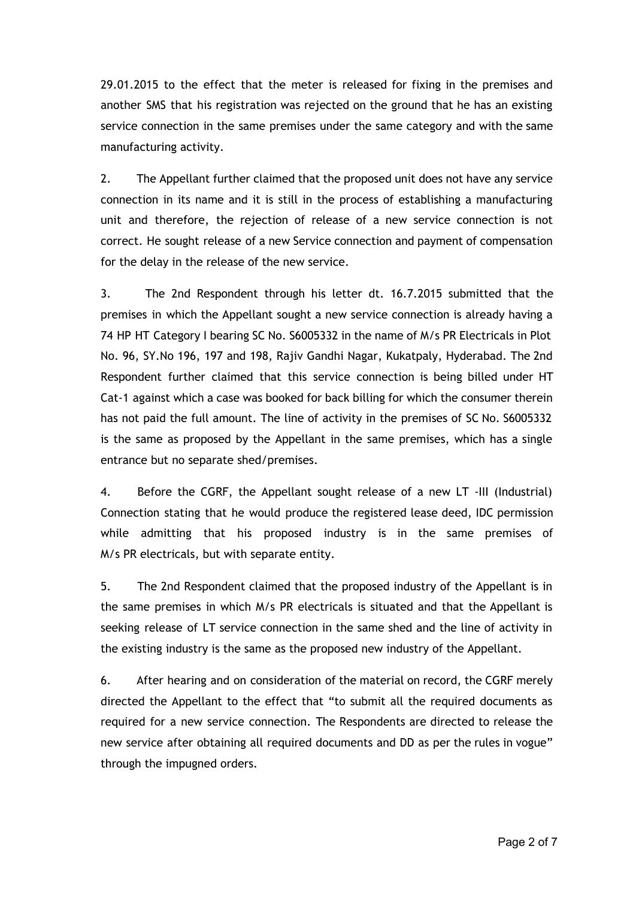29.01.2015 to the effect that the meter is released for fixing in the premises and another SMS that his registration was rejected on the ground that he has an existing service connection in the same premises under the same category and with the same manufacturing activity.

2. The Appellant further claimed that the proposed unit does not have any service connection in its name and it is still in the process of establishing a manufacturing unit and therefore, the rejection of release of a new service connection is not correct. He sought release of a new Service connection and payment of compensation for the delay in the release of the new service.

3. The 2nd Respondent through his letter dt. 16.7.2015 submitted that the premises in which the Appellant sought a new service connection is already having a 74 HP HT Category I bearing SC No. S6005332 in the name of M/s PR Electricals in Plot No. 96, SY.No 196, 197 and 198, Rajiv Gandhi Nagar, Kukatpaly, Hyderabad. The 2nd Respondent further claimed that this service connection is being billed under HT Cat-1 against which a case was booked for back billing for which the consumer therein has not paid the full amount. The line of activity in the premises of SC No. S6005332 is the same as proposed by the Appellant in the same premises, which has a single entrance but no separate shed/premises.

4. Before the CGRF, the Appellant sought release of a new LT -III (Industrial) Connection stating that he would produce the registered lease deed, IDC permission while admitting that his proposed industry is in the same premises of M/s PR electricals, but with separate entity.

5. The 2nd Respondent claimed that the proposed industry of the Appellant is in the same premises in which M/s PR electricals is situated and that the Appellant is seeking release of LT service connection in the same shed and the line of activity in the existing industry is the same as the proposed new industry of the Appellant.

6. After hearing and on consideration of the material on record, the CGRF merely directed the Appellant to the effect that "to submit all the required documents as required for a new service connection. The Respondents are directed to release the new service after obtaining all required documents and DD as per the rules in vogue" through the impugned orders.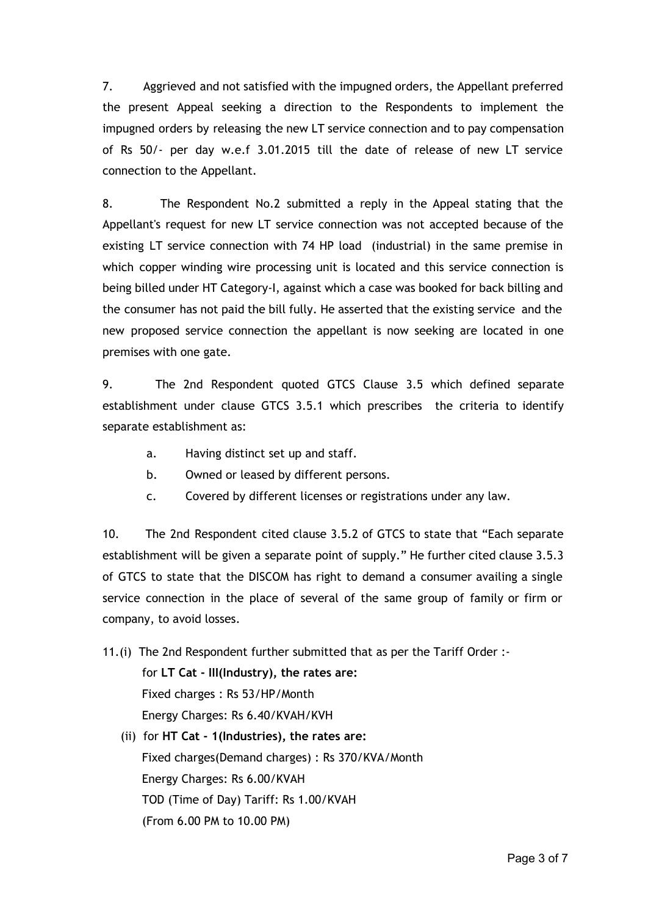7. Aggrieved and not satisfied with the impugned orders, the Appellant preferred the present Appeal seeking a direction to the Respondents to implement the impugned orders by releasing the new LT service connection and to pay compensation of Rs 50/- per day w.e.f 3.01.2015 till the date of release of new LT service connection to the Appellant.

8. The Respondent No.2 submitted a reply in the Appeal stating that the Appellant's request for new LT service connection was not accepted because of the existing LT service connection with 74 HP load (industrial) in the same premise in which copper winding wire processing unit is located and this service connection is being billed under HT Category-I, against which a case was booked for back billing and the consumer has not paid the bill fully. He asserted that the existing service and the new proposed service connection the appellant is now seeking are located in one premises with one gate.

9. The 2nd Respondent quoted GTCS Clause 3.5 which defined separate establishment under clause GTCS 3.5.1 which prescribes the criteria to identify separate establishment as:

   a. Having distinct set up and staff.
   b. Owned or leased by different persons.
   c. Covered by different licenses or registrations under any law.

10. The 2nd Respondent cited clause 3.5.2 of GTCS to state that "Each separate establishment will be given a separate point of supply." He further cited clause 3.5.3 of GTCS to state that the DISCOM has right to demand a consumer availing a single service connection in the place of several of the same group of family or firm or company, to avoid losses.

11. (i) The 2nd Respondent further submitted that as per the Tariff Order :-

   for **LT Cat - III(Industry), the rates are:**
   Fixed charges : Rs 53/HP/Month
   Energy Charges: Rs 6.40/KVAH/KVH

   (ii) for **HT Cat - 1(Industries), the rates are:**
   Fixed charges(Demand charges) : Rs 370/KVA/Month
   Energy Charges: Rs 6.00/KVAH
   TOD (Time of Day) Tariff: Rs 1.00/KVAH
   (From 6.00 PM to 10.00 PM)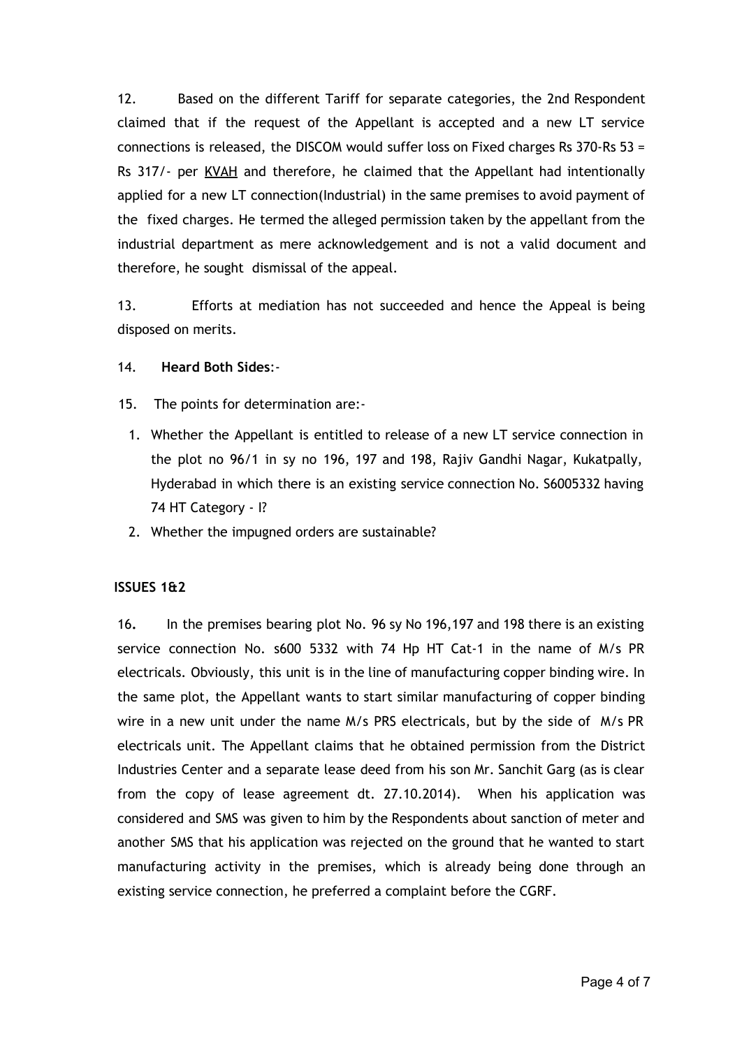12. Based on the different Tariff for separate categories, the 2nd Respondent claimed that if the request of the Appellant is accepted and a new LT service connections is released, the DISCOM would suffer loss on Fixed charges Rs 370-Rs 53 = Rs 317/- per KVAH and therefore, he claimed that the Appellant had intentionally applied for a new LT connection(Industrial) in the same premises to avoid payment of the fixed charges. He termed the alleged permission taken by the appellant from the industrial department as mere acknowledgement and is not a valid document and therefore, he sought dismissal of the appeal.

13. Efforts at mediation has not succeeded and hence the Appeal is being disposed on merits.

14. **Heard Both Sides**:-

15. The points for determination are:-

1. Whether the Appellant is entitled to release of a new LT service connection in the plot no 96/1 in sy no 196, 197 and 198, Rajiv Gandhi Nagar, Kukatpally, Hyderabad in which there is an existing service connection No. S6005332 having 74 HT Category - I?
2. Whether the impugned orders are sustainable?

**ISSUES 1&2**

16. In the premises bearing plot No. 96 sy No 196,197 and 198 there is an existing service connection No. s600 5332 with 74 Hp HT Cat-1 in the name of M/s PR electricals. Obviously, this unit is in the line of manufacturing copper binding wire. In the same plot, the Appellant wants to start similar manufacturing of copper binding wire in a new unit under the name M/s PRS electricals, but by the side of M/s PR electricals unit. The Appellant claims that he obtained permission from the District Industries Center and a separate lease deed from his son Mr. Sanchit Garg (as is clear from the copy of lease agreement dt. 27.10.2014). When his application was considered and SMS was given to him by the Respondents about sanction of meter and another SMS that his application was rejected on the ground that he wanted to start manufacturing activity in the premises, which is already being done through an existing service connection, he preferred a complaint before the CGRF.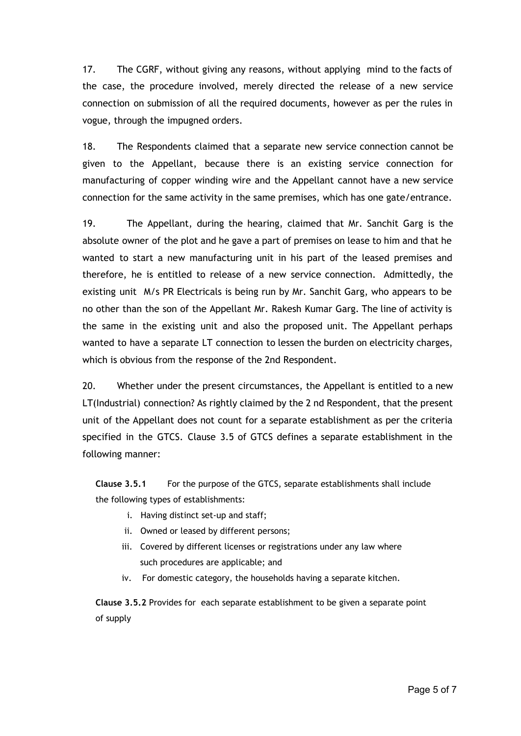17. The CGRF, without giving any reasons, without applying mind to the facts of the case, the procedure involved, merely directed the release of a new service connection on submission of all the required documents, however as per the rules in vogue, through the impugned orders.

18. The Respondents claimed that a separate new service connection cannot be given to the Appellant, because there is an existing service connection for manufacturing of copper winding wire and the Appellant cannot have a new service connection for the same activity in the same premises, which has one gate/entrance.

19. The Appellant, during the hearing, claimed that Mr. Sanchit Garg is the absolute owner of the plot and he gave a part of premises on lease to him and that he wanted to start a new manufacturing unit in his part of the leased premises and therefore, he is entitled to release of a new service connection. Admittedly, the existing unit M/s PR Electricals is being run by Mr. Sanchit Garg, who appears to be no other than the son of the Appellant Mr. Rakesh Kumar Garg. The line of activity is the same in the existing unit and also the proposed unit. The Appellant perhaps wanted to have a separate LT connection to lessen the burden on electricity charges, which is obvious from the response of the 2nd Respondent.

20. Whether under the present circumstances, the Appellant is entitled to a new LT(Industrial) connection? As rightly claimed by the 2 nd Respondent, that the present unit of the Appellant does not count for a separate establishment as per the criteria specified in the GTCS. Clause 3.5 of GTCS defines a separate establishment in the following manner:

**Clause 3.5.1** For the purpose of the GTCS, separate establishments shall include the following types of establishments:

i. Having distinct set-up and staff;
ii. Owned or leased by different persons;
iii. Covered by different licenses or registrations under any law where such procedures are applicable; and
iv. For domestic category, the households having a separate kitchen.

**Clause 3.5.2** Provides for each separate establishment to be given a separate point of supply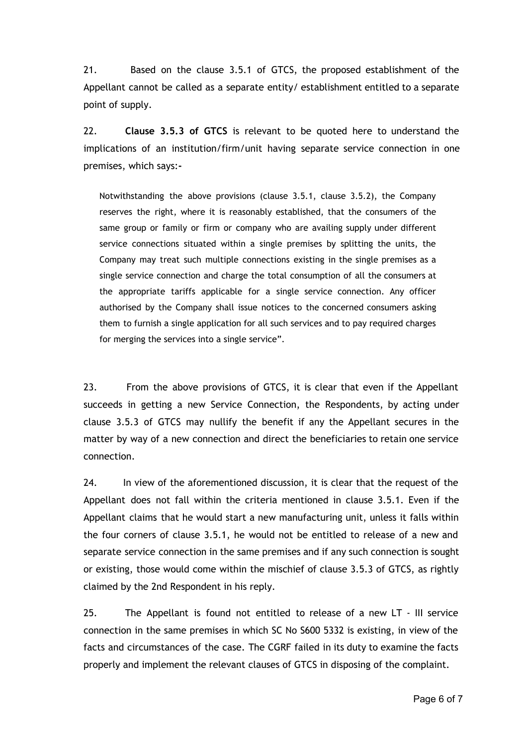21. Based on the clause 3.5.1 of GTCS, the proposed establishment of the Appellant cannot be called as a separate entity/ establishment entitled to a separate point of supply.

22. **Clause 3.5.3 of GTCS** is relevant to be quoted here to understand the implications of an institution/firm/unit having separate service connection in one premises, which says:-

> Notwithstanding the above provisions (clause 3.5.1, clause 3.5.2), the Company reserves the right, where it is reasonably established, that the consumers of the same group or family or firm or company who are availing supply under different service connections situated within a single premises by splitting the units, the Company may treat such multiple connections existing in the single premises as a single service connection and charge the total consumption of all the consumers at the appropriate tariffs applicable for a single service connection. Any officer authorised by the Company shall issue notices to the concerned consumers asking them to furnish a single application for all such services and to pay required charges for merging the services into a single service".

23. From the above provisions of GTCS, it is clear that even if the Appellant succeeds in getting a new Service Connection, the Respondents, by acting under clause 3.5.3 of GTCS may nullify the benefit if any the Appellant secures in the matter by way of a new connection and direct the beneficiaries to retain one service connection.

24. In view of the aforementioned discussion, it is clear that the request of the Appellant does not fall within the criteria mentioned in clause 3.5.1. Even if the Appellant claims that he would start a new manufacturing unit, unless it falls within the four corners of clause 3.5.1, he would not be entitled to release of a new and separate service connection in the same premises and if any such connection is sought or existing, those would come within the mischief of clause 3.5.3 of GTCS, as rightly claimed by the 2nd Respondent in his reply.

25. The Appellant is found not entitled to release of a new LT - III service connection in the same premises in which SC No S600 5332 is existing, in view of the facts and circumstances of the case. The CGRF failed in its duty to examine the facts properly and implement the relevant clauses of GTCS in disposing of the complaint.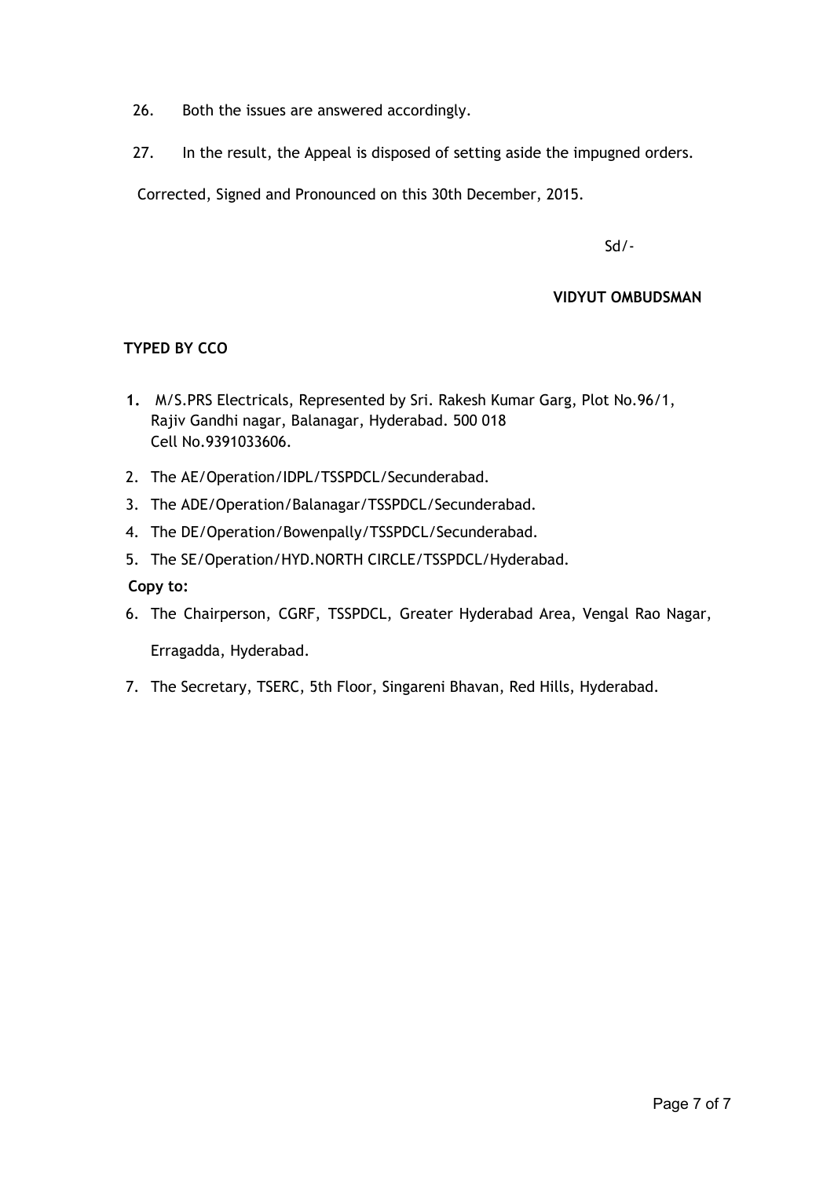26. Both the issues are answered accordingly.

27. In the result, the Appeal is disposed of setting aside the impugned orders.

Corrected, Signed and Pronounced on this 30th December, 2015.

Sd/-

**VIDYUT OMBUDSMAN**

**TYPED BY CCO**

1. M/S.PRS Electricals, Represented by Sri. Rakesh Kumar Garg, Plot No.96/1, Rajiv Gandhi nagar, Balanagar, Hyderabad. 500 018 Cell No.9391033606.
2. The AE/Operation/IDPL/TSSPDCL/Secunderabad.
3. The ADE/Operation/Balanagar/TSSPDCL/Secunderabad.
4. The DE/Operation/Bowenpally/TSSPDCL/Secunderabad.
5. The SE/Operation/HYD.NORTH CIRCLE/TSSPDCL/Hyderabad.

**Copy to:**

6. The Chairperson, CGRF, TSSPDCL, Greater Hyderabad Area, Vengal Rao Nagar, Erragadda, Hyderabad.
7. The Secretary, TSERC, 5th Floor, Singareni Bhavan, Red Hills, Hyderabad.